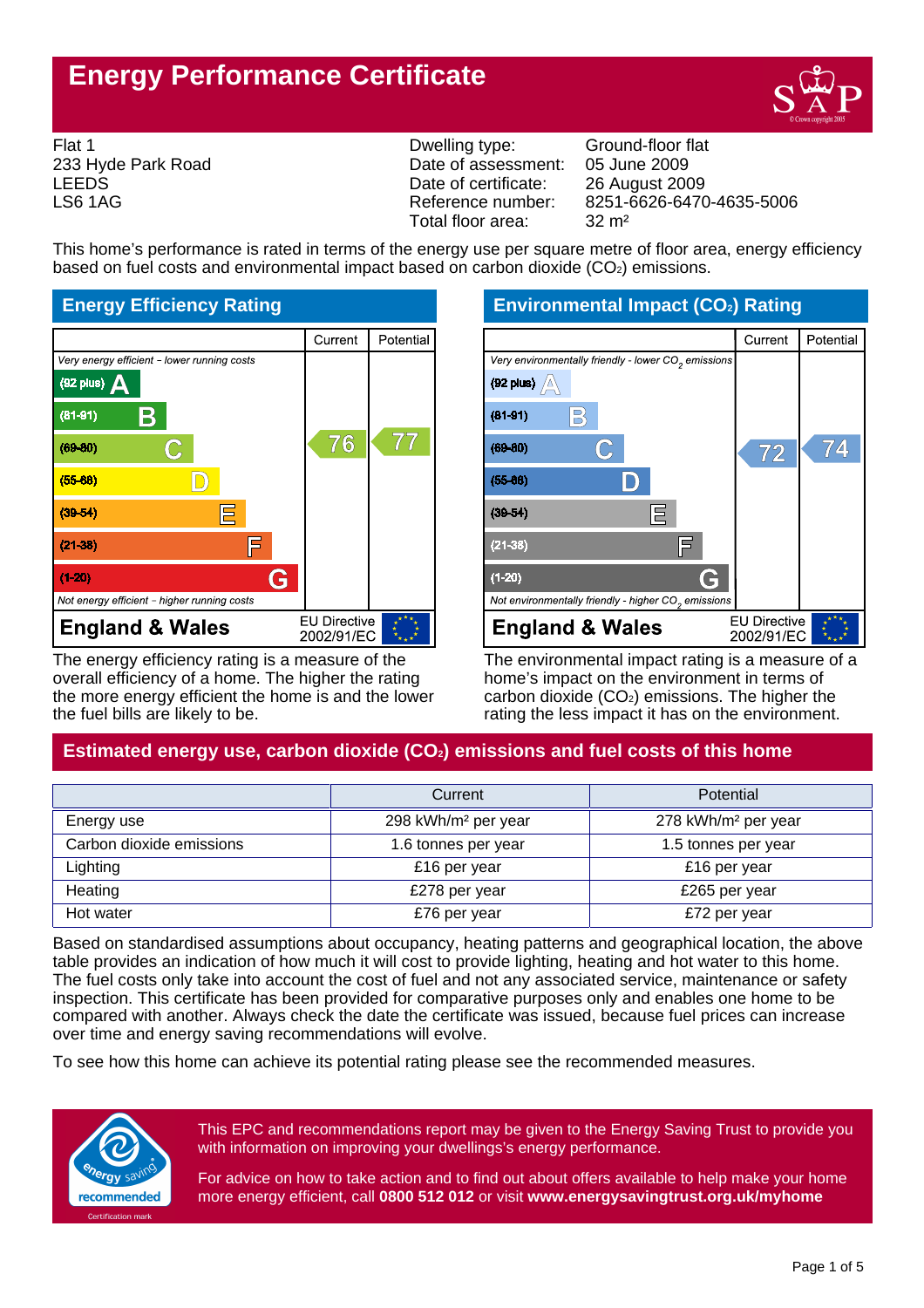# Energy Performance Certificate

Flat 1
233 Hyde Park Road
LEEDS
LS6 1AG

| | |
|---|---|
| Dwelling type: | Ground-floor flat |
| Date of assessment: | 05 June 2009 |
| Date of certificate: | 26 August 2009 |
| Reference number: | 8251-6626-6470-4635-5006 |
| Total floor area: | 32 m² |

This home's performance is rated in terms of the energy use per square metre of floor area, energy efficiency based on fuel costs and environmental impact based on carbon dioxide ($CO_2$) emissions.

## Energy Efficiency Rating

| Rating band | Current | Potential |
|---|---|---|
| *Very energy efficient - lower running costs* | | |
| (92 plus) A | | |
| (81-91) B | | |
| (69-80) C | 76 | 77 |
| (55-68) D | | |
| (39-54) E | | |
| (21-38) F | | |
| (1-20) G | | |
| *Not energy efficient - higher running costs* | | |

**England & Wales** — EU Directive 2002/91/EC

The energy efficiency rating is a measure of the overall efficiency of a home. The higher the rating the more energy efficient the home is and the lower the fuel bills are likely to be.

## Environmental Impact ($CO_2$) Rating

| Rating band | Current | Potential |
|---|---|---|
| *Very environmentally friendly - lower $CO_2$ emissions* | | |
| (92 plus) A | | |
| (81-91) B | | |
| (69-80) C | 72 | 74 |
| (55-68) D | | |
| (39-54) E | | |
| (21-38) F | | |
| (1-20) G | | |
| *Not environmentally friendly - higher $CO_2$ emissions* | | |

**England & Wales** — EU Directive 2002/91/EC

The environmental impact rating is a measure of a home's impact on the environment in terms of carbon dioxide ($CO_2$) emissions. The higher the rating the less impact it has on the environment.

## Estimated energy use, carbon dioxide ($CO_2$) emissions and fuel costs of this home

| | Current | Potential |
|---|---|---|
| Energy use | 298 kWh/m² per year | 278 kWh/m² per year |
| Carbon dioxide emissions | 1.6 tonnes per year | 1.5 tonnes per year |
| Lighting | £16 per year | £16 per year |
| Heating | £278 per year | £265 per year |
| Hot water | £76 per year | £72 per year |

Based on standardised assumptions about occupancy, heating patterns and geographical location, the above table provides an indication of how much it will cost to provide lighting, heating and hot water to this home. The fuel costs only take into account the cost of fuel and not any associated service, maintenance or safety inspection. This certificate has been provided for comparative purposes only and enables one home to be compared with another. Always check the date the certificate was issued, because fuel prices can increase over time and energy saving recommendations will evolve.

To see how this home can achieve its potential rating please see the recommended measures.

energy saving recommended — Certification mark

This EPC and recommendations report may be given to the Energy Saving Trust to provide you with information on improving your dwellings's energy performance.

For advice on how to take action and to find out about offers available to help make your home more energy efficient, call **0800 512 012** or visit **www.energysavingtrust.org.uk/myhome**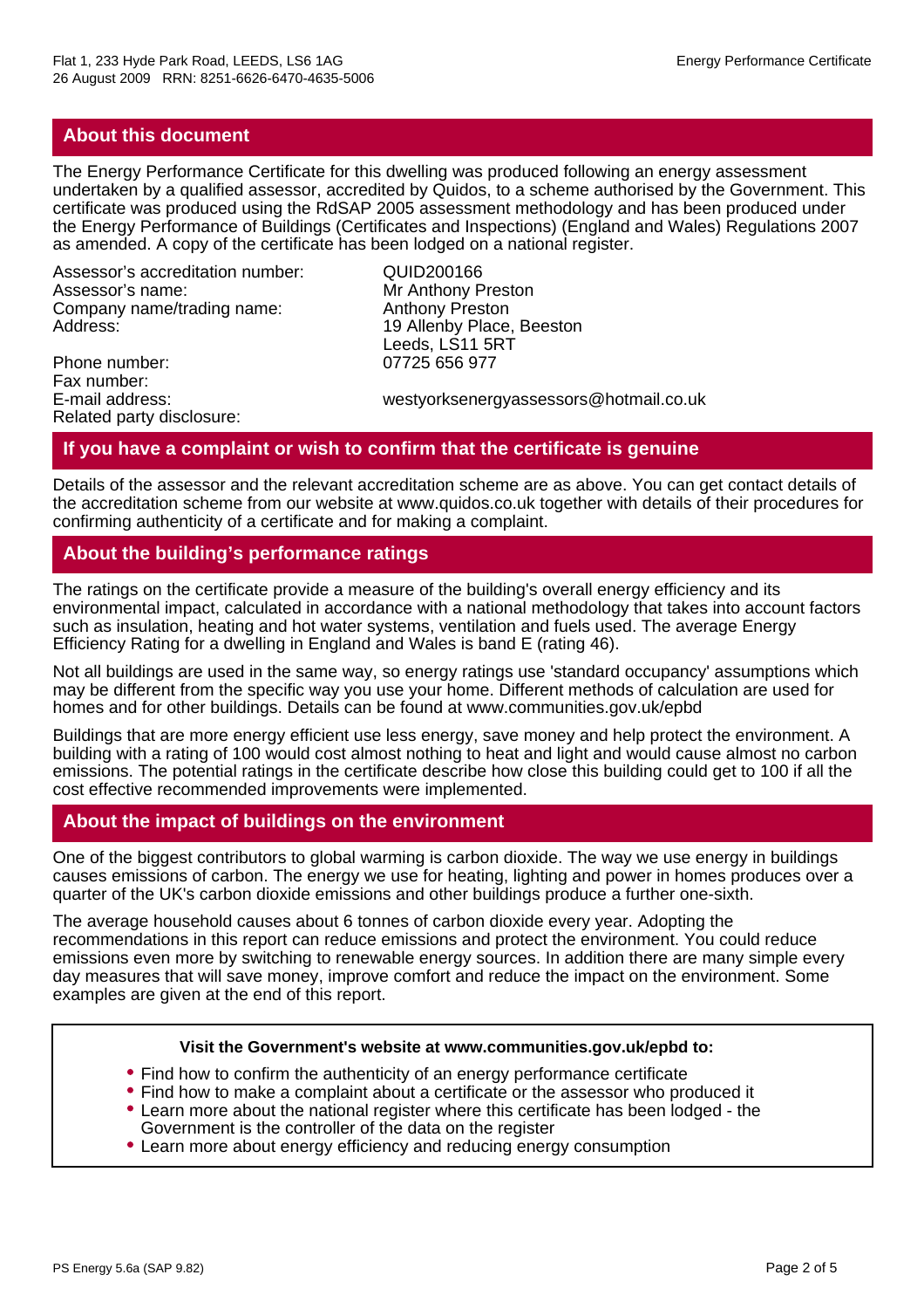## About this document

The Energy Performance Certificate for this dwelling was produced following an energy assessment undertaken by a qualified assessor, accredited by Quidos, to a scheme authorised by the Government. This certificate was produced using the RdSAP 2005 assessment methodology and has been produced under the Energy Performance of Buildings (Certificates and Inspections) (England and Wales) Regulations 2007 as amended. A copy of the certificate has been lodged on a national register.

| | |
|---|---|
| Assessor's accreditation number: | QUID200166 |
| Assessor's name: | Mr Anthony Preston |
| Company name/trading name: | Anthony Preston |
| Address: | 19 Allenby Place, Beeston<br>Leeds, LS11 5RT |
| Phone number: | 07725 656 977 |
| Fax number: | |
| E-mail address: | westyorksenergyassessors@hotmail.co.uk |
| Related party disclosure: | |

## If you have a complaint or wish to confirm that the certificate is genuine

Details of the assessor and the relevant accreditation scheme are as above. You can get contact details of the accreditation scheme from our website at www.quidos.co.uk together with details of their procedures for confirming authenticity of a certificate and for making a complaint.

## About the building's performance ratings

The ratings on the certificate provide a measure of the building's overall energy efficiency and its environmental impact, calculated in accordance with a national methodology that takes into account factors such as insulation, heating and hot water systems, ventilation and fuels used. The average Energy Efficiency Rating for a dwelling in England and Wales is band E (rating 46).

Not all buildings are used in the same way, so energy ratings use 'standard occupancy' assumptions which may be different from the specific way you use your home. Different methods of calculation are used for homes and for other buildings. Details can be found at www.communities.gov.uk/epbd

Buildings that are more energy efficient use less energy, save money and help protect the environment. A building with a rating of 100 would cost almost nothing to heat and light and would cause almost no carbon emissions. The potential ratings in the certificate describe how close this building could get to 100 if all the cost effective recommended improvements were implemented.

## About the impact of buildings on the environment

One of the biggest contributors to global warming is carbon dioxide. The way we use energy in buildings causes emissions of carbon. The energy we use for heating, lighting and power in homes produces over a quarter of the UK's carbon dioxide emissions and other buildings produce a further one-sixth.

The average household causes about 6 tonnes of carbon dioxide every year. Adopting the recommendations in this report can reduce emissions and protect the environment. You could reduce emissions even more by switching to renewable energy sources. In addition there are many simple every day measures that will save money, improve comfort and reduce the impact on the environment. Some examples are given at the end of this report.

**Visit the Government's website at www.communities.gov.uk/epbd to:**

- Find how to confirm the authenticity of an energy performance certificate
- Find how to make a complaint about a certificate or the assessor who produced it
- Learn more about the national register where this certificate has been lodged - the Government is the controller of the data on the register
- Learn more about energy efficiency and reducing energy consumption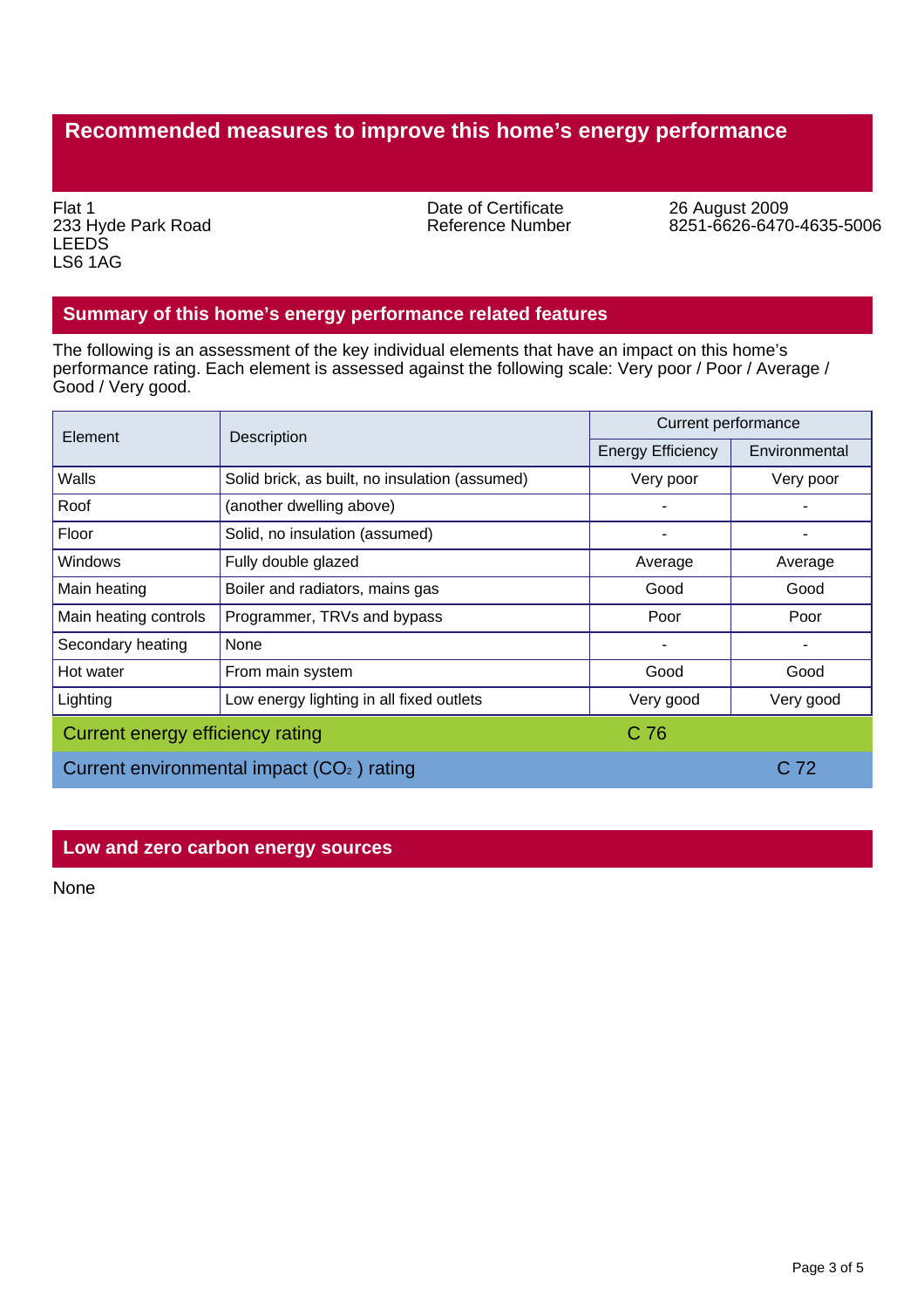## Recommended measures to improve this home's energy performance

Flat 1
233 Hyde Park Road
LEEDS
LS6 1AG

Date of Certificate: 26 August 2009
Reference Number: 8251-6626-6470-4635-5006

## Summary of this home's energy performance related features

The following is an assessment of the key individual elements that have an impact on this home's performance rating. Each element is assessed against the following scale: Very poor / Poor / Average / Good / Very good.

| Element | Description | Current performance | |
|---|---|---|---|
| | | Energy Efficiency | Environmental |
| Walls | Solid brick, as built, no insulation (assumed) | Very poor | Very poor |
| Roof | (another dwelling above) | - | - |
| Floor | Solid, no insulation (assumed) | - | - |
| Windows | Fully double glazed | Average | Average |
| Main heating | Boiler and radiators, mains gas | Good | Good |
| Main heating controls | Programmer, TRVs and bypass | Poor | Poor |
| Secondary heating | None | - | - |
| Hot water | From main system | Good | Good |
| Lighting | Low energy lighting in all fixed outlets | Very good | Very good |
| Current energy efficiency rating | | C 76 | |
| Current environmental impact ($CO_2$) rating | | | C 72 |

## Low and zero carbon energy sources

None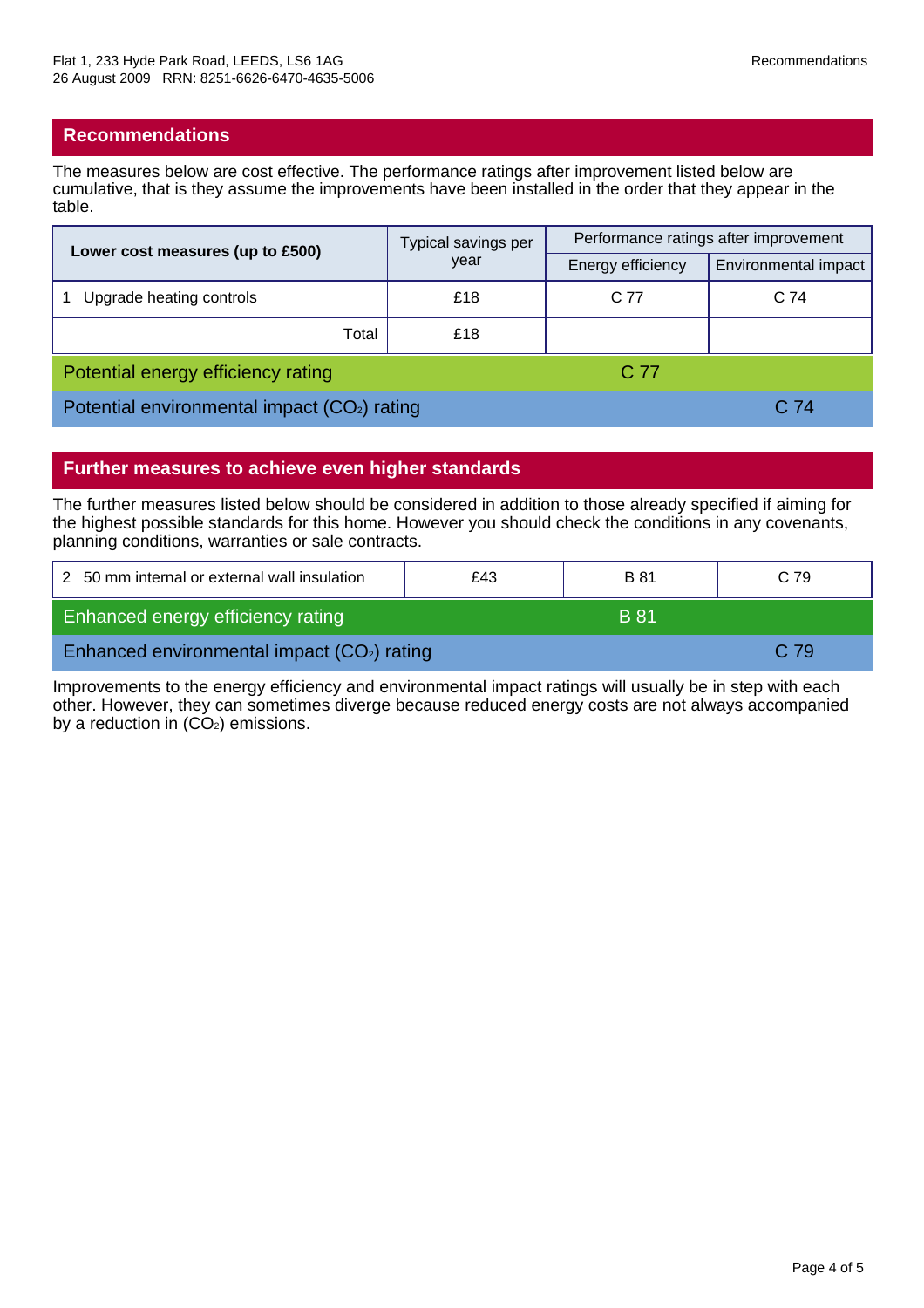## Recommendations

The measures below are cost effective. The performance ratings after improvement listed below are cumulative, that is they assume the improvements have been installed in the order that they appear in the table.

| Lower cost measures (up to £500) | Typical savings per year | Performance ratings after improvement | |
|---|---|---|---|
| | | Energy efficiency | Environmental impact |
| 1 Upgrade heating controls | £18 | C 77 | C 74 |
| Total | £18 | | |
| Potential energy efficiency rating | | C 77 | |
| Potential environmental impact ($CO_2$) rating | | | C 74 |

## Further measures to achieve even higher standards

The further measures listed below should be considered in addition to those already specified if aiming for the highest possible standards for this home. However you should check the conditions in any covenants, planning conditions, warranties or sale contracts.

| | | | |
|---|---|---|---|
| 2 50 mm internal or external wall insulation | £43 | B 81 | C 79 |
| Enhanced energy efficiency rating | | B 81 | |
| Enhanced environmental impact ($CO_2$) rating | | | C 79 |

Improvements to the energy efficiency and environmental impact ratings will usually be in step with each other. However, they can sometimes diverge because reduced energy costs are not always accompanied by a reduction in ($CO_2$) emissions.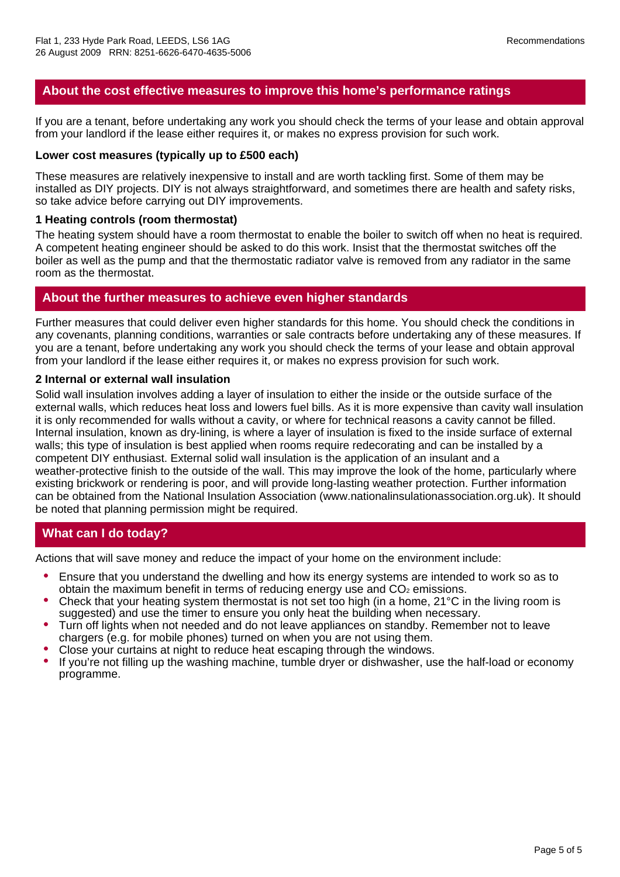## About the cost effective measures to improve this home's performance ratings

If you are a tenant, before undertaking any work you should check the terms of your lease and obtain approval from your landlord if the lease either requires it, or makes no express provision for such work.

**Lower cost measures (typically up to £500 each)**

These measures are relatively inexpensive to install and are worth tackling first. Some of them may be installed as DIY projects. DIY is not always straightforward, and sometimes there are health and safety risks, so take advice before carrying out DIY improvements.

**1 Heating controls (room thermostat)**

The heating system should have a room thermostat to enable the boiler to switch off when no heat is required. A competent heating engineer should be asked to do this work. Insist that the thermostat switches off the boiler as well as the pump and that the thermostatic radiator valve is removed from any radiator in the same room as the thermostat.

## About the further measures to achieve even higher standards

Further measures that could deliver even higher standards for this home. You should check the conditions in any covenants, planning conditions, warranties or sale contracts before undertaking any of these measures. If you are a tenant, before undertaking any work you should check the terms of your lease and obtain approval from your landlord if the lease either requires it, or makes no express provision for such work.

**2 Internal or external wall insulation**

Solid wall insulation involves adding a layer of insulation to either the inside or the outside surface of the external walls, which reduces heat loss and lowers fuel bills. As it is more expensive than cavity wall insulation it is only recommended for walls without a cavity, or where for technical reasons a cavity cannot be filled. Internal insulation, known as dry-lining, is where a layer of insulation is fixed to the inside surface of external walls; this type of insulation is best applied when rooms require redecorating and can be installed by a competent DIY enthusiast. External solid wall insulation is the application of an insulant and a weather-protective finish to the outside of the wall. This may improve the look of the home, particularly where existing brickwork or rendering is poor, and will provide long-lasting weather protection. Further information can be obtained from the National Insulation Association (www.nationalinsulationassociation.org.uk). It should be noted that planning permission might be required.

## What can I do today?

Actions that will save money and reduce the impact of your home on the environment include:

- Ensure that you understand the dwelling and how its energy systems are intended to work so as to obtain the maximum benefit in terms of reducing energy use and $CO_2$ emissions.
- Check that your heating system thermostat is not set too high (in a home, 21°C in the living room is suggested) and use the timer to ensure you only heat the building when necessary.
- Turn off lights when not needed and do not leave appliances on standby. Remember not to leave chargers (e.g. for mobile phones) turned on when you are not using them.
- Close your curtains at night to reduce heat escaping through the windows.
- If you're not filling up the washing machine, tumble dryer or dishwasher, use the half-load or economy programme.